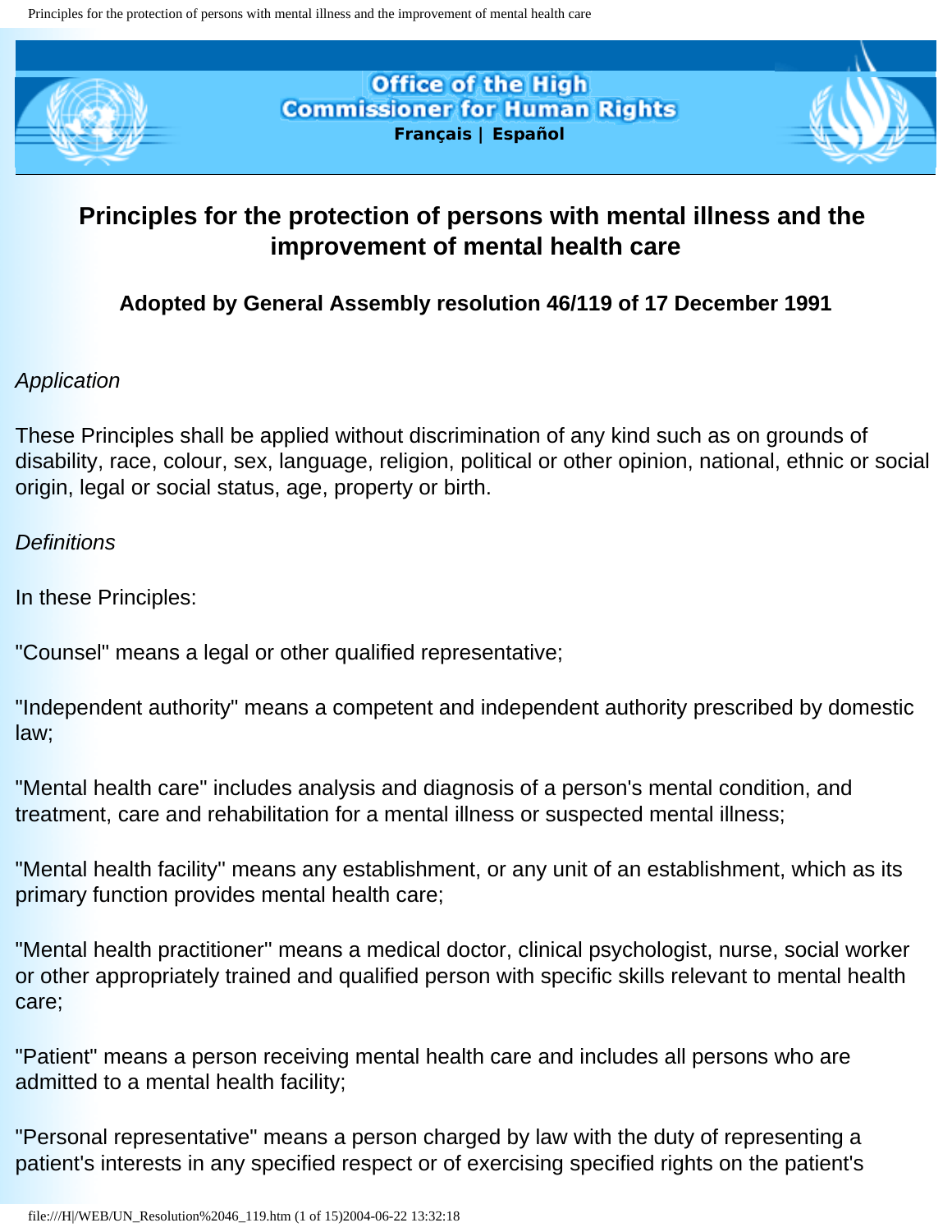Office of the High Commissioner for Human Rights
Français | Español

# Principles for the protection of persons with mental illness and the improvement of mental health care

### Adopted by General Assembly resolution 46/119 of 17 December 1991

*Application*

These Principles shall be applied without discrimination of any kind such as on grounds of disability, race, colour, sex, language, religion, political or other opinion, national, ethnic or social origin, legal or social status, age, property or birth.

*Definitions*

In these Principles:

"Counsel" means a legal or other qualified representative;

"Independent authority" means a competent and independent authority prescribed by domestic law;

"Mental health care" includes analysis and diagnosis of a person's mental condition, and treatment, care and rehabilitation for a mental illness or suspected mental illness;

"Mental health facility" means any establishment, or any unit of an establishment, which as its primary function provides mental health care;

"Mental health practitioner" means a medical doctor, clinical psychologist, nurse, social worker or other appropriately trained and qualified person with specific skills relevant to mental health care;

"Patient" means a person receiving mental health care and includes all persons who are admitted to a mental health facility;

"Personal representative" means a person charged by law with the duty of representing a patient's interests in any specified respect or of exercising specified rights on the patient's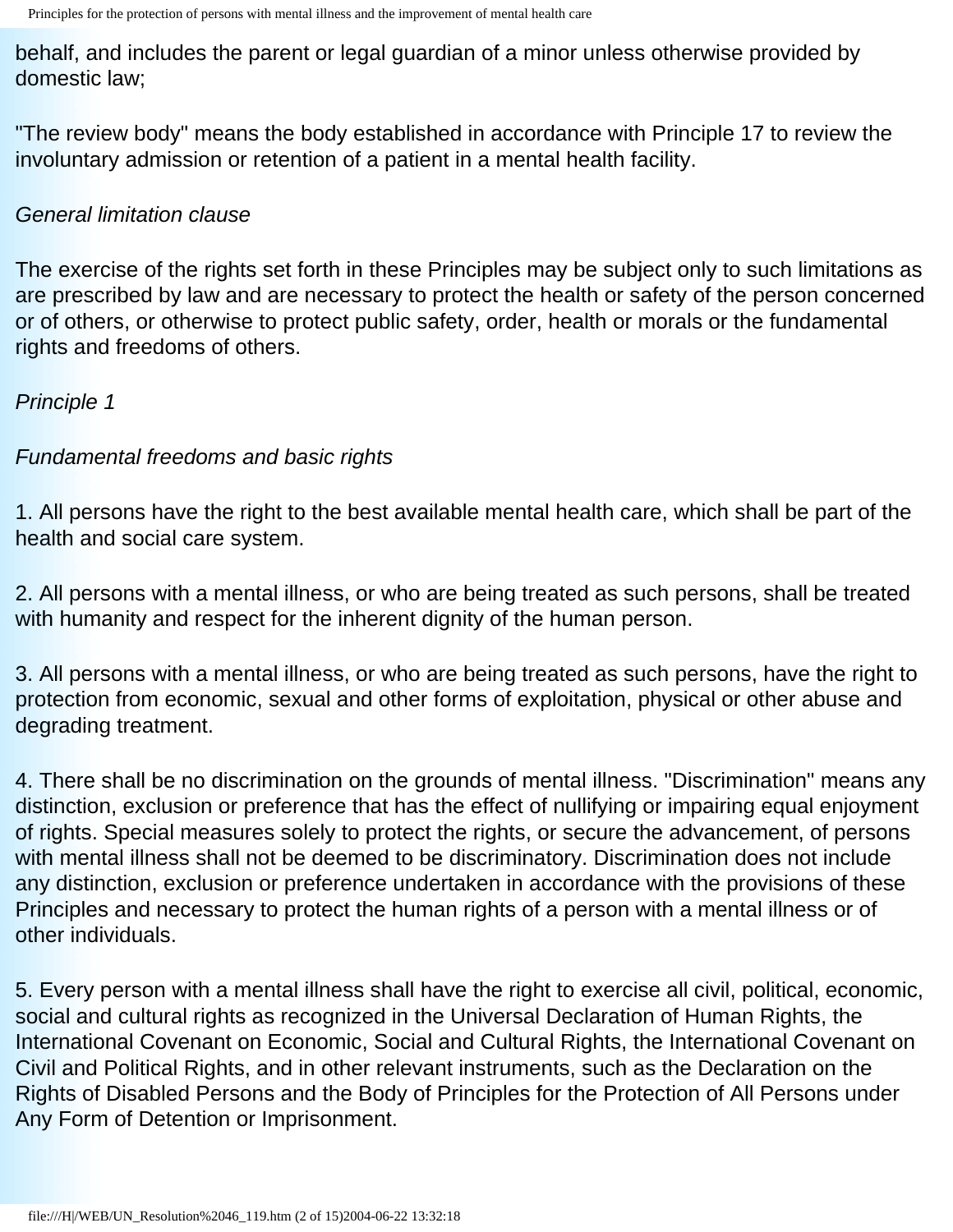behalf, and includes the parent or legal guardian of a minor unless otherwise provided by domestic law;

"The review body" means the body established in accordance with Principle 17 to review the involuntary admission or retention of a patient in a mental health facility.

*General limitation clause*

The exercise of the rights set forth in these Principles may be subject only to such limitations as are prescribed by law and are necessary to protect the health or safety of the person concerned or of others, or otherwise to protect public safety, order, health or morals or the fundamental rights and freedoms of others.

*Principle 1*

*Fundamental freedoms and basic rights*

1. All persons have the right to the best available mental health care, which shall be part of the health and social care system.

2. All persons with a mental illness, or who are being treated as such persons, shall be treated with humanity and respect for the inherent dignity of the human person.

3. All persons with a mental illness, or who are being treated as such persons, have the right to protection from economic, sexual and other forms of exploitation, physical or other abuse and degrading treatment.

4. There shall be no discrimination on the grounds of mental illness. "Discrimination" means any distinction, exclusion or preference that has the effect of nullifying or impairing equal enjoyment of rights. Special measures solely to protect the rights, or secure the advancement, of persons with mental illness shall not be deemed to be discriminatory. Discrimination does not include any distinction, exclusion or preference undertaken in accordance with the provisions of these Principles and necessary to protect the human rights of a person with a mental illness or of other individuals.

5. Every person with a mental illness shall have the right to exercise all civil, political, economic, social and cultural rights as recognized in the Universal Declaration of Human Rights, the International Covenant on Economic, Social and Cultural Rights, the International Covenant on Civil and Political Rights, and in other relevant instruments, such as the Declaration on the Rights of Disabled Persons and the Body of Principles for the Protection of All Persons under Any Form of Detention or Imprisonment.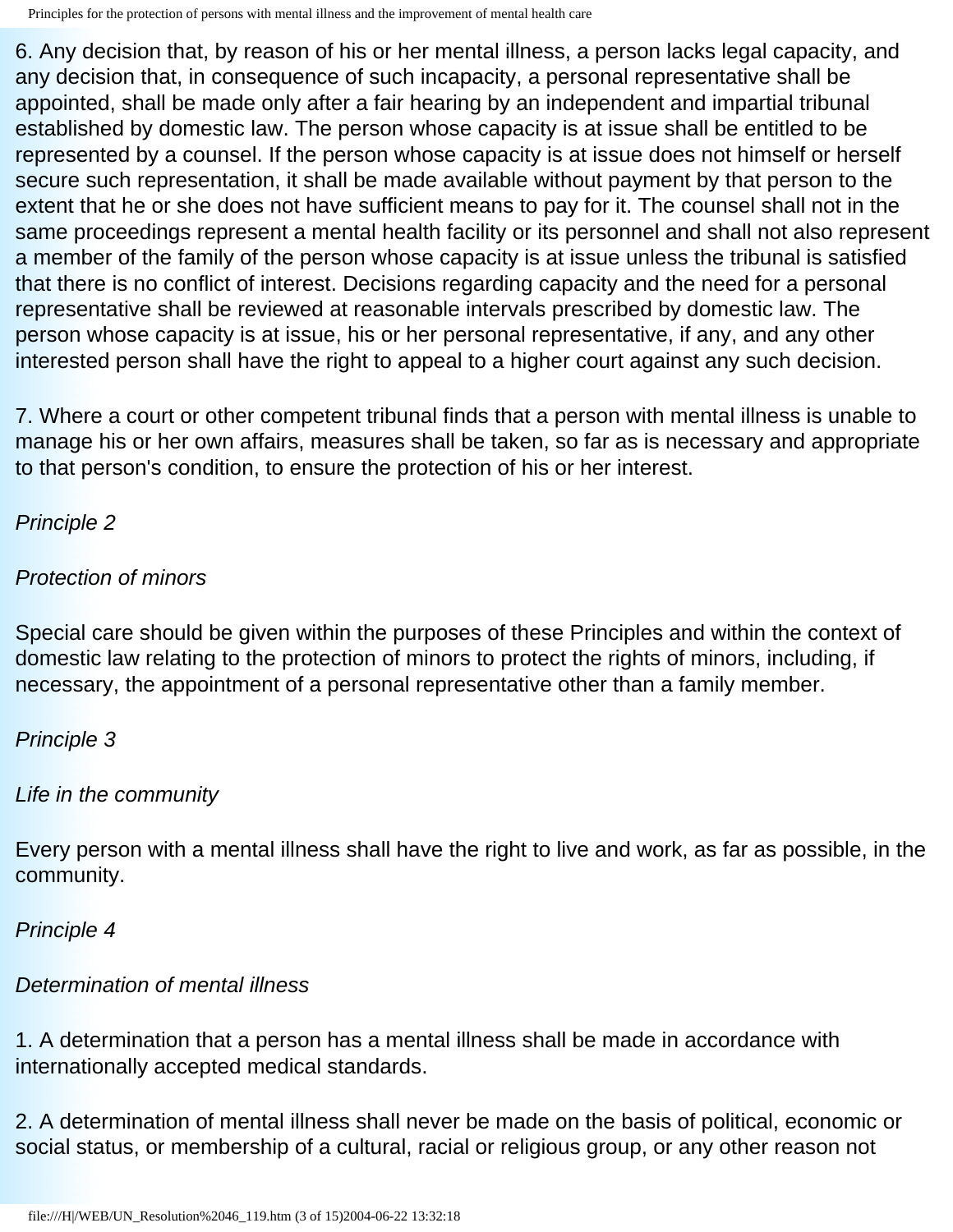6. Any decision that, by reason of his or her mental illness, a person lacks legal capacity, and any decision that, in consequence of such incapacity, a personal representative shall be appointed, shall be made only after a fair hearing by an independent and impartial tribunal established by domestic law. The person whose capacity is at issue shall be entitled to be represented by a counsel. If the person whose capacity is at issue does not himself or herself secure such representation, it shall be made available without payment by that person to the extent that he or she does not have sufficient means to pay for it. The counsel shall not in the same proceedings represent a mental health facility or its personnel and shall not also represent a member of the family of the person whose capacity is at issue unless the tribunal is satisfied that there is no conflict of interest. Decisions regarding capacity and the need for a personal representative shall be reviewed at reasonable intervals prescribed by domestic law. The person whose capacity is at issue, his or her personal representative, if any, and any other interested person shall have the right to appeal to a higher court against any such decision.

7. Where a court or other competent tribunal finds that a person with mental illness is unable to manage his or her own affairs, measures shall be taken, so far as is necessary and appropriate to that person's condition, to ensure the protection of his or her interest.

*Principle 2*

*Protection of minors*

Special care should be given within the purposes of these Principles and within the context of domestic law relating to the protection of minors to protect the rights of minors, including, if necessary, the appointment of a personal representative other than a family member.

*Principle 3*

*Life in the community*

Every person with a mental illness shall have the right to live and work, as far as possible, in the community.

*Principle 4*

*Determination of mental illness*

1. A determination that a person has a mental illness shall be made in accordance with internationally accepted medical standards.

2. A determination of mental illness shall never be made on the basis of political, economic or social status, or membership of a cultural, racial or religious group, or any other reason not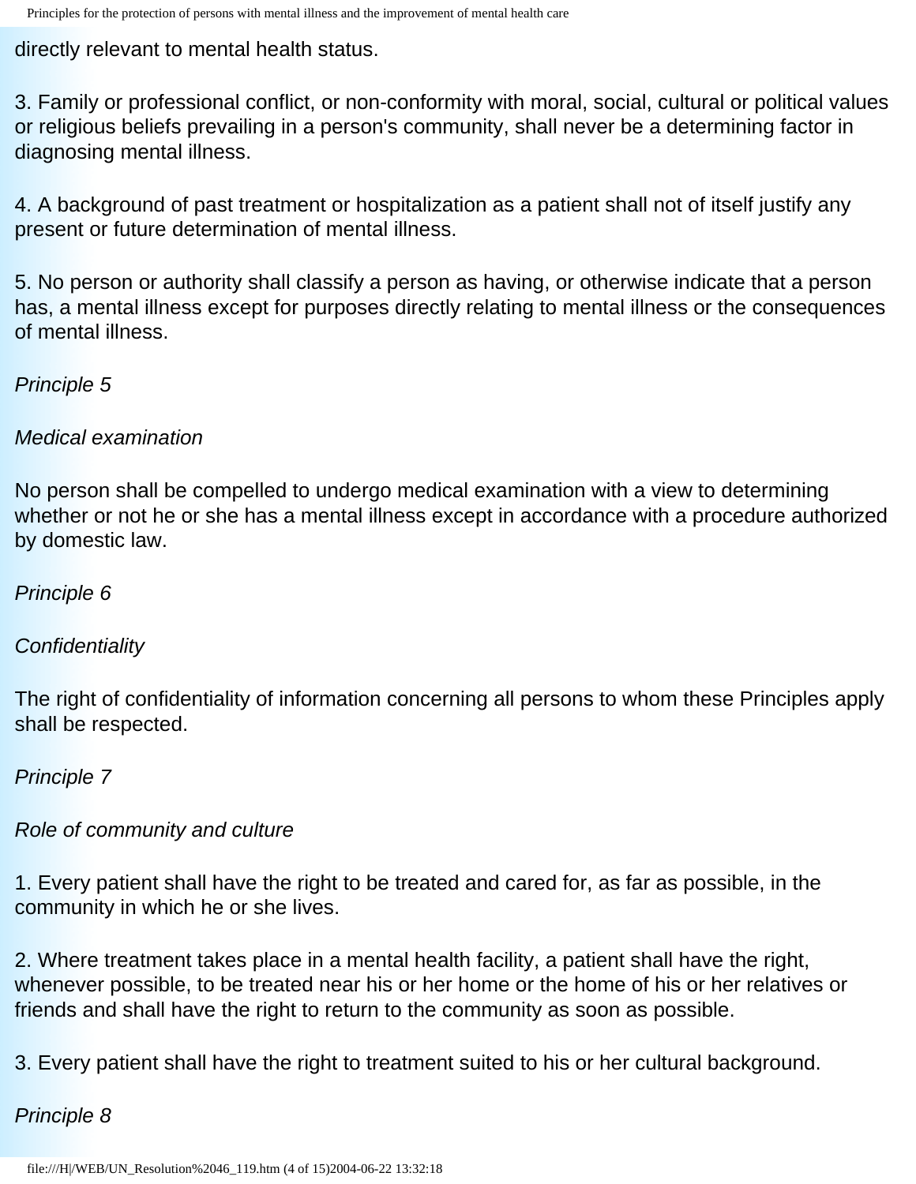directly relevant to mental health status.

3. Family or professional conflict, or non-conformity with moral, social, cultural or political values or religious beliefs prevailing in a person's community, shall never be a determining factor in diagnosing mental illness.

4. A background of past treatment or hospitalization as a patient shall not of itself justify any present or future determination of mental illness.

5. No person or authority shall classify a person as having, or otherwise indicate that a person has, a mental illness except for purposes directly relating to mental illness or the consequences of mental illness.

*Principle 5*

*Medical examination*

No person shall be compelled to undergo medical examination with a view to determining whether or not he or she has a mental illness except in accordance with a procedure authorized by domestic law.

*Principle 6*

*Confidentiality*

The right of confidentiality of information concerning all persons to whom these Principles apply shall be respected.

*Principle 7*

*Role of community and culture*

1. Every patient shall have the right to be treated and cared for, as far as possible, in the community in which he or she lives.

2. Where treatment takes place in a mental health facility, a patient shall have the right, whenever possible, to be treated near his or her home or the home of his or her relatives or friends and shall have the right to return to the community as soon as possible.

3. Every patient shall have the right to treatment suited to his or her cultural background.

*Principle 8*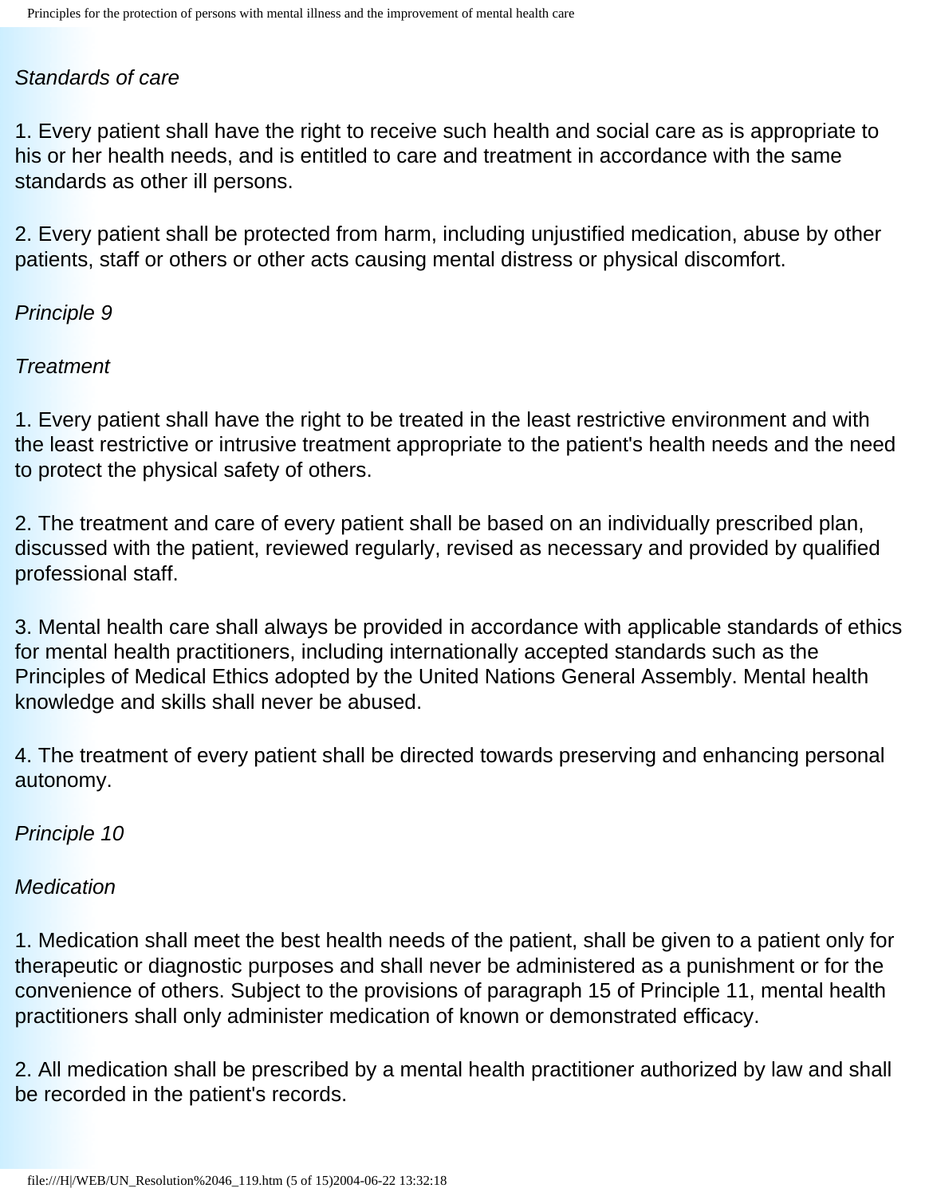*Standards of care*

1. Every patient shall have the right to receive such health and social care as is appropriate to his or her health needs, and is entitled to care and treatment in accordance with the same standards as other ill persons.

2. Every patient shall be protected from harm, including unjustified medication, abuse by other patients, staff or others or other acts causing mental distress or physical discomfort.

*Principle 9*

*Treatment*

1. Every patient shall have the right to be treated in the least restrictive environment and with the least restrictive or intrusive treatment appropriate to the patient's health needs and the need to protect the physical safety of others.

2. The treatment and care of every patient shall be based on an individually prescribed plan, discussed with the patient, reviewed regularly, revised as necessary and provided by qualified professional staff.

3. Mental health care shall always be provided in accordance with applicable standards of ethics for mental health practitioners, including internationally accepted standards such as the Principles of Medical Ethics adopted by the United Nations General Assembly. Mental health knowledge and skills shall never be abused.

4. The treatment of every patient shall be directed towards preserving and enhancing personal autonomy.

*Principle 10*

*Medication*

1. Medication shall meet the best health needs of the patient, shall be given to a patient only for therapeutic or diagnostic purposes and shall never be administered as a punishment or for the convenience of others. Subject to the provisions of paragraph 15 of Principle 11, mental health practitioners shall only administer medication of known or demonstrated efficacy.

2. All medication shall be prescribed by a mental health practitioner authorized by law and shall be recorded in the patient's records.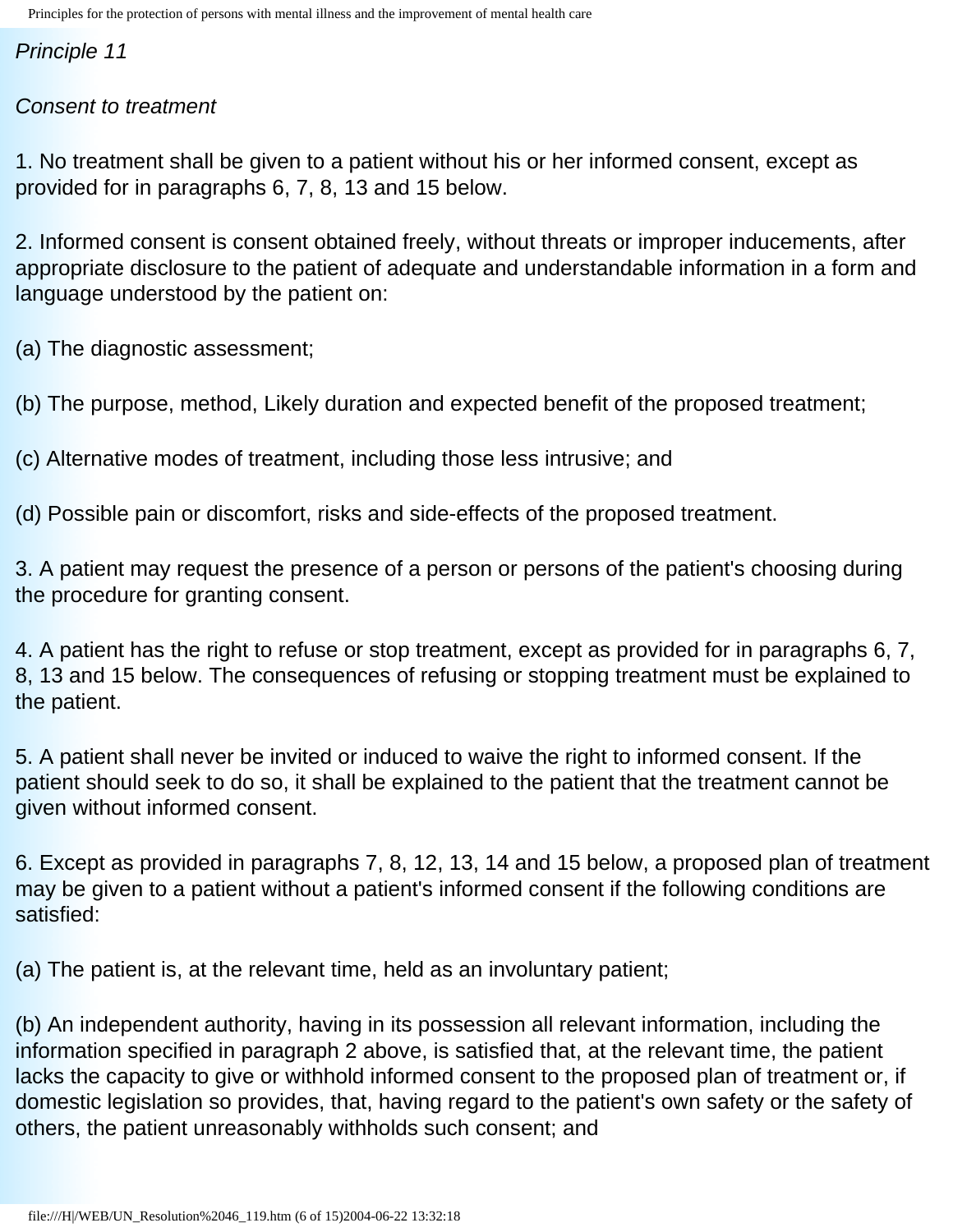*Principle 11*

*Consent to treatment*

1. No treatment shall be given to a patient without his or her informed consent, except as provided for in paragraphs 6, 7, 8, 13 and 15 below.

2. Informed consent is consent obtained freely, without threats or improper inducements, after appropriate disclosure to the patient of adequate and understandable information in a form and language understood by the patient on:

(a) The diagnostic assessment;

(b) The purpose, method, Likely duration and expected benefit of the proposed treatment;

(c) Alternative modes of treatment, including those less intrusive; and

(d) Possible pain or discomfort, risks and side-effects of the proposed treatment.

3. A patient may request the presence of a person or persons of the patient's choosing during the procedure for granting consent.

4. A patient has the right to refuse or stop treatment, except as provided for in paragraphs 6, 7, 8, 13 and 15 below. The consequences of refusing or stopping treatment must be explained to the patient.

5. A patient shall never be invited or induced to waive the right to informed consent. If the patient should seek to do so, it shall be explained to the patient that the treatment cannot be given without informed consent.

6. Except as provided in paragraphs 7, 8, 12, 13, 14 and 15 below, a proposed plan of treatment may be given to a patient without a patient's informed consent if the following conditions are satisfied:

(a) The patient is, at the relevant time, held as an involuntary patient;

(b) An independent authority, having in its possession all relevant information, including the information specified in paragraph 2 above, is satisfied that, at the relevant time, the patient lacks the capacity to give or withhold informed consent to the proposed plan of treatment or, if domestic legislation so provides, that, having regard to the patient's own safety or the safety of others, the patient unreasonably withholds such consent; and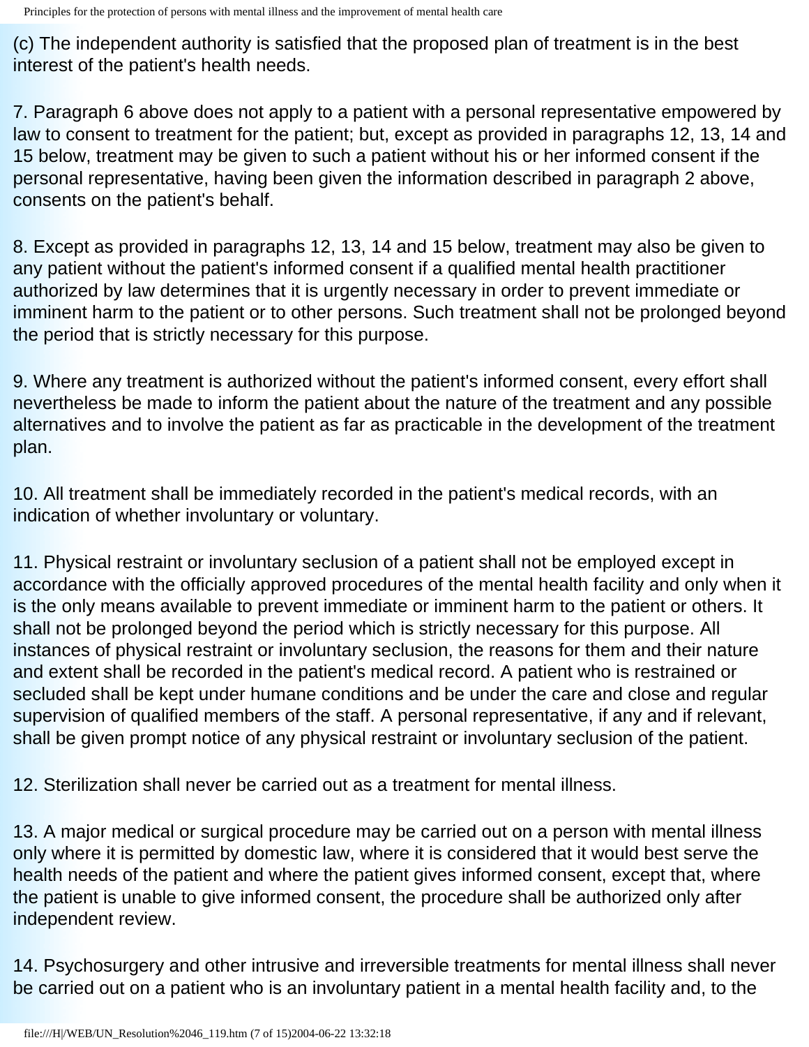(c) The independent authority is satisfied that the proposed plan of treatment is in the best interest of the patient's health needs.

7. Paragraph 6 above does not apply to a patient with a personal representative empowered by law to consent to treatment for the patient; but, except as provided in paragraphs 12, 13, 14 and 15 below, treatment may be given to such a patient without his or her informed consent if the personal representative, having been given the information described in paragraph 2 above, consents on the patient's behalf.

8. Except as provided in paragraphs 12, 13, 14 and 15 below, treatment may also be given to any patient without the patient's informed consent if a qualified mental health practitioner authorized by law determines that it is urgently necessary in order to prevent immediate or imminent harm to the patient or to other persons. Such treatment shall not be prolonged beyond the period that is strictly necessary for this purpose.

9. Where any treatment is authorized without the patient's informed consent, every effort shall nevertheless be made to inform the patient about the nature of the treatment and any possible alternatives and to involve the patient as far as practicable in the development of the treatment plan.

10. All treatment shall be immediately recorded in the patient's medical records, with an indication of whether involuntary or voluntary.

11. Physical restraint or involuntary seclusion of a patient shall not be employed except in accordance with the officially approved procedures of the mental health facility and only when it is the only means available to prevent immediate or imminent harm to the patient or others. It shall not be prolonged beyond the period which is strictly necessary for this purpose. All instances of physical restraint or involuntary seclusion, the reasons for them and their nature and extent shall be recorded in the patient's medical record. A patient who is restrained or secluded shall be kept under humane conditions and be under the care and close and regular supervision of qualified members of the staff. A personal representative, if any and if relevant, shall be given prompt notice of any physical restraint or involuntary seclusion of the patient.

12. Sterilization shall never be carried out as a treatment for mental illness.

13. A major medical or surgical procedure may be carried out on a person with mental illness only where it is permitted by domestic law, where it is considered that it would best serve the health needs of the patient and where the patient gives informed consent, except that, where the patient is unable to give informed consent, the procedure shall be authorized only after independent review.

14. Psychosurgery and other intrusive and irreversible treatments for mental illness shall never be carried out on a patient who is an involuntary patient in a mental health facility and, to the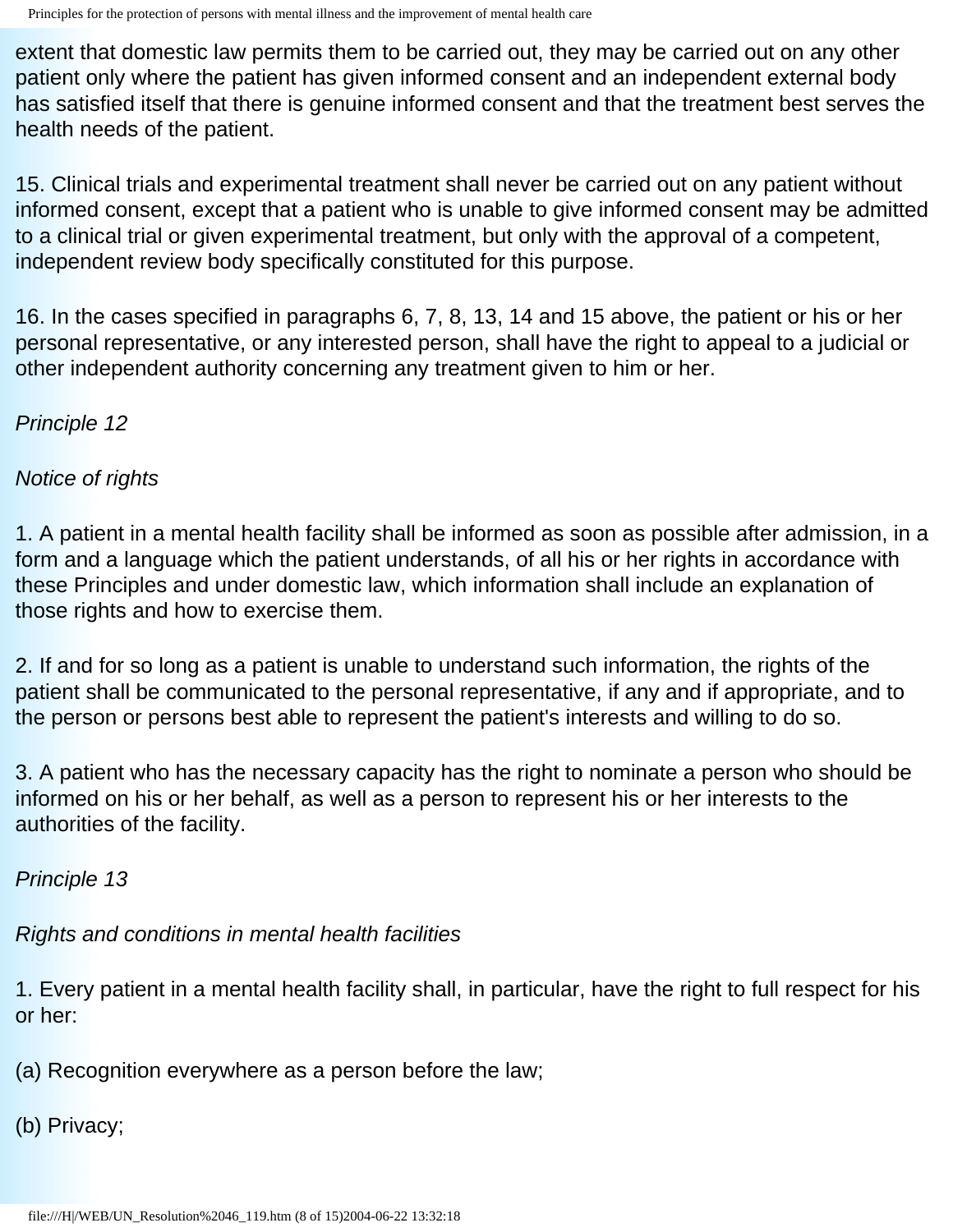extent that domestic law permits them to be carried out, they may be carried out on any other patient only where the patient has given informed consent and an independent external body has satisfied itself that there is genuine informed consent and that the treatment best serves the health needs of the patient.

15. Clinical trials and experimental treatment shall never be carried out on any patient without informed consent, except that a patient who is unable to give informed consent may be admitted to a clinical trial or given experimental treatment, but only with the approval of a competent, independent review body specifically constituted for this purpose.

16. In the cases specified in paragraphs 6, 7, 8, 13, 14 and 15 above, the patient or his or her personal representative, or any interested person, shall have the right to appeal to a judicial or other independent authority concerning any treatment given to him or her.

*Principle 12*

*Notice of rights*

1. A patient in a mental health facility shall be informed as soon as possible after admission, in a form and a language which the patient understands, of all his or her rights in accordance with these Principles and under domestic law, which information shall include an explanation of those rights and how to exercise them.

2. If and for so long as a patient is unable to understand such information, the rights of the patient shall be communicated to the personal representative, if any and if appropriate, and to the person or persons best able to represent the patient's interests and willing to do so.

3. A patient who has the necessary capacity has the right to nominate a person who should be informed on his or her behalf, as well as a person to represent his or her interests to the authorities of the facility.

*Principle 13*

*Rights and conditions in mental health facilities*

1. Every patient in a mental health facility shall, in particular, have the right to full respect for his or her:

(a) Recognition everywhere as a person before the law;

(b) Privacy;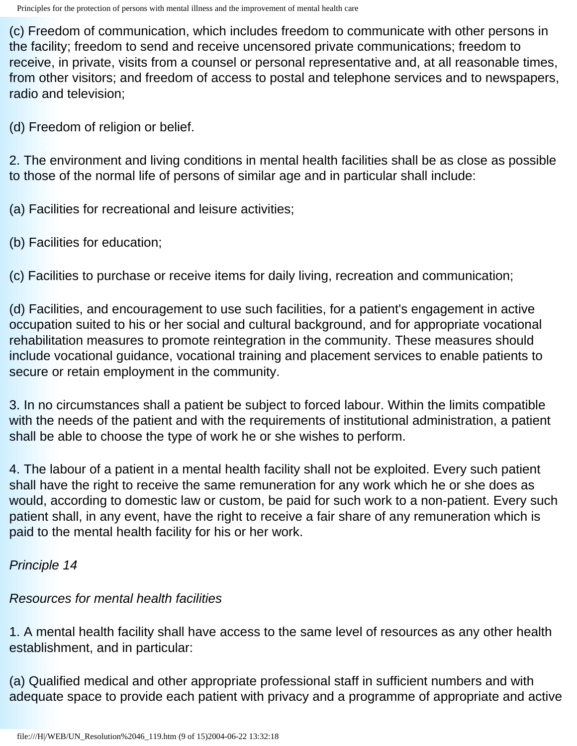(c) Freedom of communication, which includes freedom to communicate with other persons in the facility; freedom to send and receive uncensored private communications; freedom to receive, in private, visits from a counsel or personal representative and, at all reasonable times, from other visitors; and freedom of access to postal and telephone services and to newspapers, radio and television;

(d) Freedom of religion or belief.

2. The environment and living conditions in mental health facilities shall be as close as possible to those of the normal life of persons of similar age and in particular shall include:

(a) Facilities for recreational and leisure activities;

(b) Facilities for education;

(c) Facilities to purchase or receive items for daily living, recreation and communication;

(d) Facilities, and encouragement to use such facilities, for a patient's engagement in active occupation suited to his or her social and cultural background, and for appropriate vocational rehabilitation measures to promote reintegration in the community. These measures should include vocational guidance, vocational training and placement services to enable patients to secure or retain employment in the community.

3. In no circumstances shall a patient be subject to forced labour. Within the limits compatible with the needs of the patient and with the requirements of institutional administration, a patient shall be able to choose the type of work he or she wishes to perform.

4. The labour of a patient in a mental health facility shall not be exploited. Every such patient shall have the right to receive the same remuneration for any work which he or she does as would, according to domestic law or custom, be paid for such work to a non-patient. Every such patient shall, in any event, have the right to receive a fair share of any remuneration which is paid to the mental health facility for his or her work.

*Principle 14*

*Resources for mental health facilities*

1. A mental health facility shall have access to the same level of resources as any other health establishment, and in particular:

(a) Qualified medical and other appropriate professional staff in sufficient numbers and with adequate space to provide each patient with privacy and a programme of appropriate and active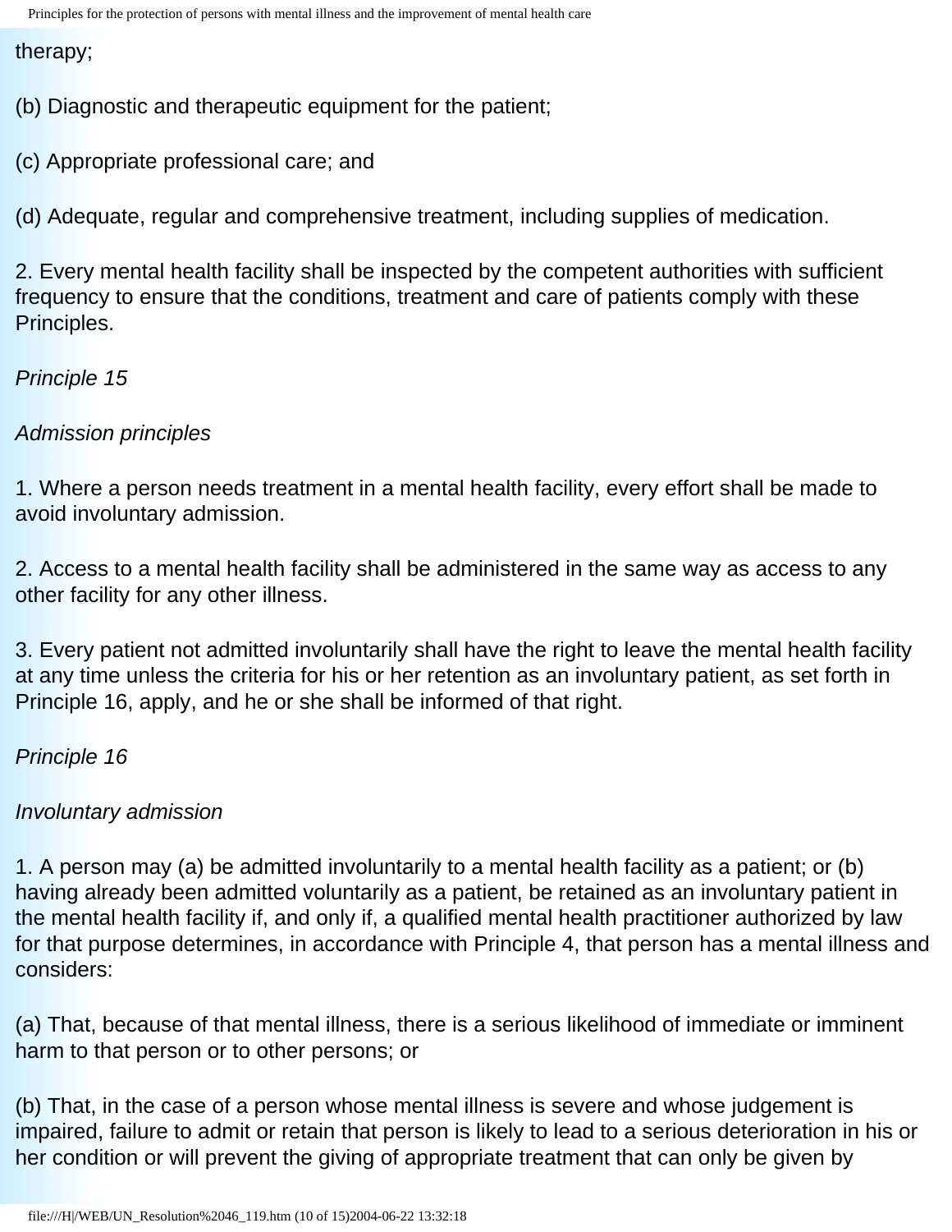therapy;

(b) Diagnostic and therapeutic equipment for the patient;

(c) Appropriate professional care; and

(d) Adequate, regular and comprehensive treatment, including supplies of medication.

2. Every mental health facility shall be inspected by the competent authorities with sufficient frequency to ensure that the conditions, treatment and care of patients comply with these Principles.

*Principle 15*

*Admission principles*

1. Where a person needs treatment in a mental health facility, every effort shall be made to avoid involuntary admission.

2. Access to a mental health facility shall be administered in the same way as access to any other facility for any other illness.

3. Every patient not admitted involuntarily shall have the right to leave the mental health facility at any time unless the criteria for his or her retention as an involuntary patient, as set forth in Principle 16, apply, and he or she shall be informed of that right.

*Principle 16*

*Involuntary admission*

1. A person may (a) be admitted involuntarily to a mental health facility as a patient; or (b) having already been admitted voluntarily as a patient, be retained as an involuntary patient in the mental health facility if, and only if, a qualified mental health practitioner authorized by law for that purpose determines, in accordance with Principle 4, that person has a mental illness and considers:

(a) That, because of that mental illness, there is a serious likelihood of immediate or imminent harm to that person or to other persons; or

(b) That, in the case of a person whose mental illness is severe and whose judgement is impaired, failure to admit or retain that person is likely to lead to a serious deterioration in his or her condition or will prevent the giving of appropriate treatment that can only be given by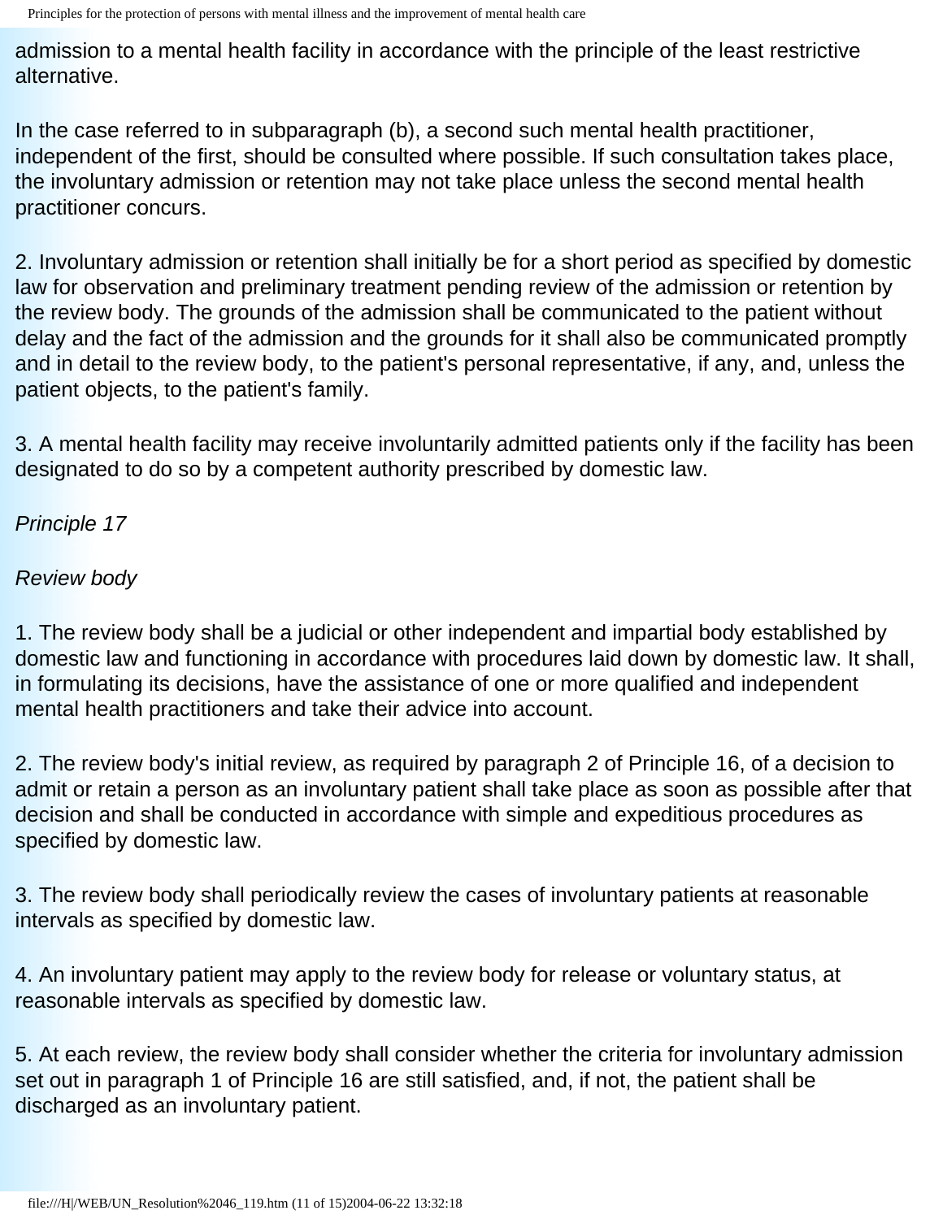admission to a mental health facility in accordance with the principle of the least restrictive alternative.

In the case referred to in subparagraph (b), a second such mental health practitioner, independent of the first, should be consulted where possible. If such consultation takes place, the involuntary admission or retention may not take place unless the second mental health practitioner concurs.

2. Involuntary admission or retention shall initially be for a short period as specified by domestic law for observation and preliminary treatment pending review of the admission or retention by the review body. The grounds of the admission shall be communicated to the patient without delay and the fact of the admission and the grounds for it shall also be communicated promptly and in detail to the review body, to the patient's personal representative, if any, and, unless the patient objects, to the patient's family.

3. A mental health facility may receive involuntarily admitted patients only if the facility has been designated to do so by a competent authority prescribed by domestic law.

*Principle 17*

*Review body*

1. The review body shall be a judicial or other independent and impartial body established by domestic law and functioning in accordance with procedures laid down by domestic law. It shall, in formulating its decisions, have the assistance of one or more qualified and independent mental health practitioners and take their advice into account.

2. The review body's initial review, as required by paragraph 2 of Principle 16, of a decision to admit or retain a person as an involuntary patient shall take place as soon as possible after that decision and shall be conducted in accordance with simple and expeditious procedures as specified by domestic law.

3. The review body shall periodically review the cases of involuntary patients at reasonable intervals as specified by domestic law.

4. An involuntary patient may apply to the review body for release or voluntary status, at reasonable intervals as specified by domestic law.

5. At each review, the review body shall consider whether the criteria for involuntary admission set out in paragraph 1 of Principle 16 are still satisfied, and, if not, the patient shall be discharged as an involuntary patient.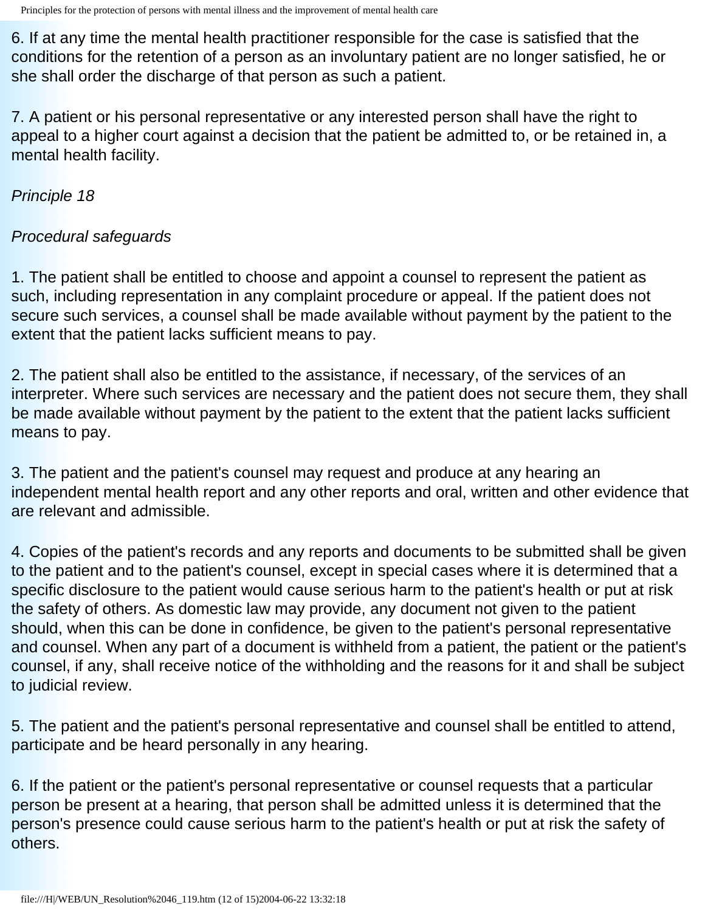6. If at any time the mental health practitioner responsible for the case is satisfied that the conditions for the retention of a person as an involuntary patient are no longer satisfied, he or she shall order the discharge of that person as such a patient.

7. A patient or his personal representative or any interested person shall have the right to appeal to a higher court against a decision that the patient be admitted to, or be retained in, a mental health facility.

*Principle 18*

*Procedural safeguards*

1. The patient shall be entitled to choose and appoint a counsel to represent the patient as such, including representation in any complaint procedure or appeal. If the patient does not secure such services, a counsel shall be made available without payment by the patient to the extent that the patient lacks sufficient means to pay.

2. The patient shall also be entitled to the assistance, if necessary, of the services of an interpreter. Where such services are necessary and the patient does not secure them, they shall be made available without payment by the patient to the extent that the patient lacks sufficient means to pay.

3. The patient and the patient's counsel may request and produce at any hearing an independent mental health report and any other reports and oral, written and other evidence that are relevant and admissible.

4. Copies of the patient's records and any reports and documents to be submitted shall be given to the patient and to the patient's counsel, except in special cases where it is determined that a specific disclosure to the patient would cause serious harm to the patient's health or put at risk the safety of others. As domestic law may provide, any document not given to the patient should, when this can be done in confidence, be given to the patient's personal representative and counsel. When any part of a document is withheld from a patient, the patient or the patient's counsel, if any, shall receive notice of the withholding and the reasons for it and shall be subject to judicial review.

5. The patient and the patient's personal representative and counsel shall be entitled to attend, participate and be heard personally in any hearing.

6. If the patient or the patient's personal representative or counsel requests that a particular person be present at a hearing, that person shall be admitted unless it is determined that the person's presence could cause serious harm to the patient's health or put at risk the safety of others.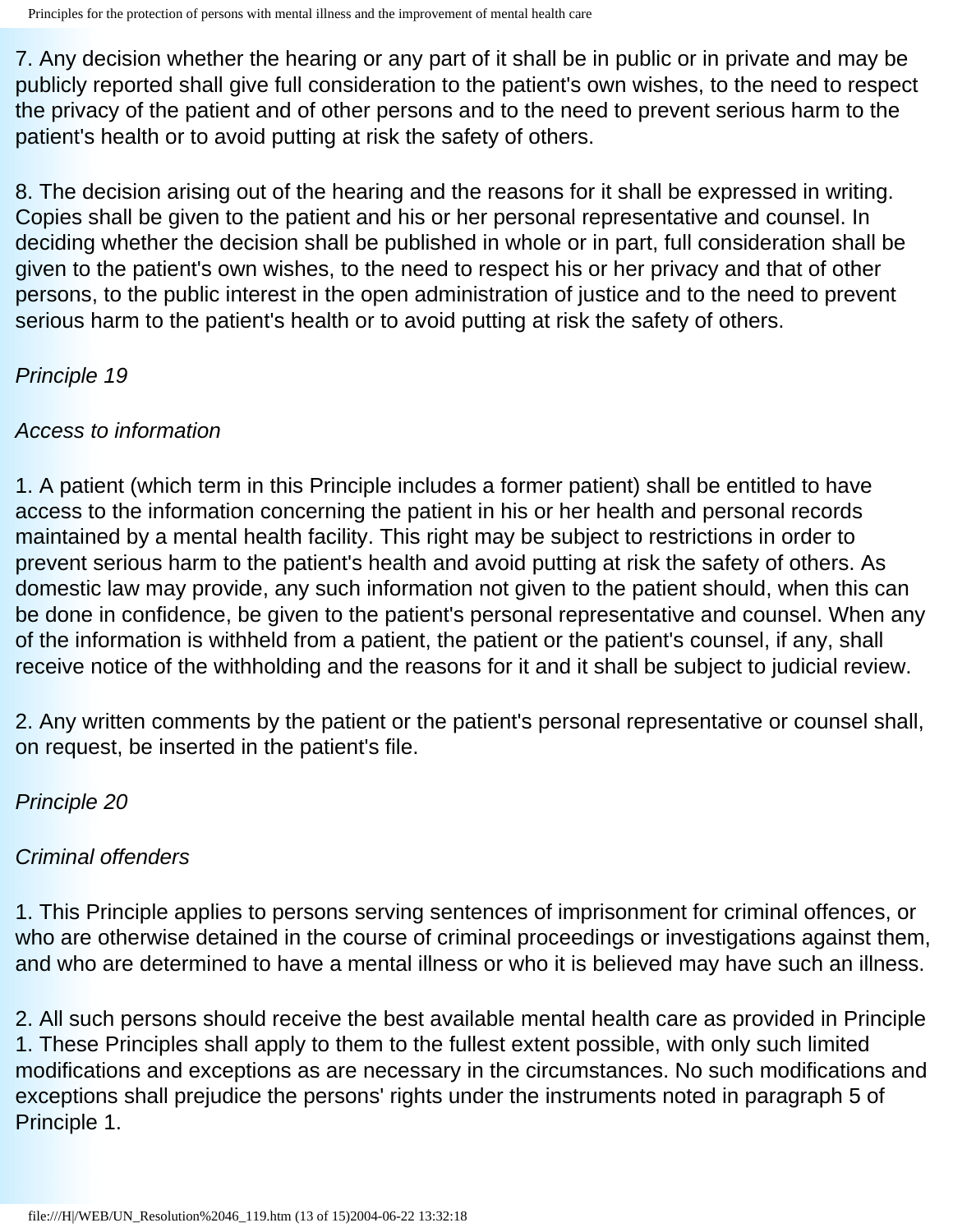7. Any decision whether the hearing or any part of it shall be in public or in private and may be publicly reported shall give full consideration to the patient's own wishes, to the need to respect the privacy of the patient and of other persons and to the need to prevent serious harm to the patient's health or to avoid putting at risk the safety of others.

8. The decision arising out of the hearing and the reasons for it shall be expressed in writing. Copies shall be given to the patient and his or her personal representative and counsel. In deciding whether the decision shall be published in whole or in part, full consideration shall be given to the patient's own wishes, to the need to respect his or her privacy and that of other persons, to the public interest in the open administration of justice and to the need to prevent serious harm to the patient's health or to avoid putting at risk the safety of others.

*Principle 19*

*Access to information*

1. A patient (which term in this Principle includes a former patient) shall be entitled to have access to the information concerning the patient in his or her health and personal records maintained by a mental health facility. This right may be subject to restrictions in order to prevent serious harm to the patient's health and avoid putting at risk the safety of others. As domestic law may provide, any such information not given to the patient should, when this can be done in confidence, be given to the patient's personal representative and counsel. When any of the information is withheld from a patient, the patient or the patient's counsel, if any, shall receive notice of the withholding and the reasons for it and it shall be subject to judicial review.

2. Any written comments by the patient or the patient's personal representative or counsel shall, on request, be inserted in the patient's file.

*Principle 20*

*Criminal offenders*

1. This Principle applies to persons serving sentences of imprisonment for criminal offences, or who are otherwise detained in the course of criminal proceedings or investigations against them, and who are determined to have a mental illness or who it is believed may have such an illness.

2. All such persons should receive the best available mental health care as provided in Principle 1. These Principles shall apply to them to the fullest extent possible, with only such limited modifications and exceptions as are necessary in the circumstances. No such modifications and exceptions shall prejudice the persons' rights under the instruments noted in paragraph 5 of Principle 1.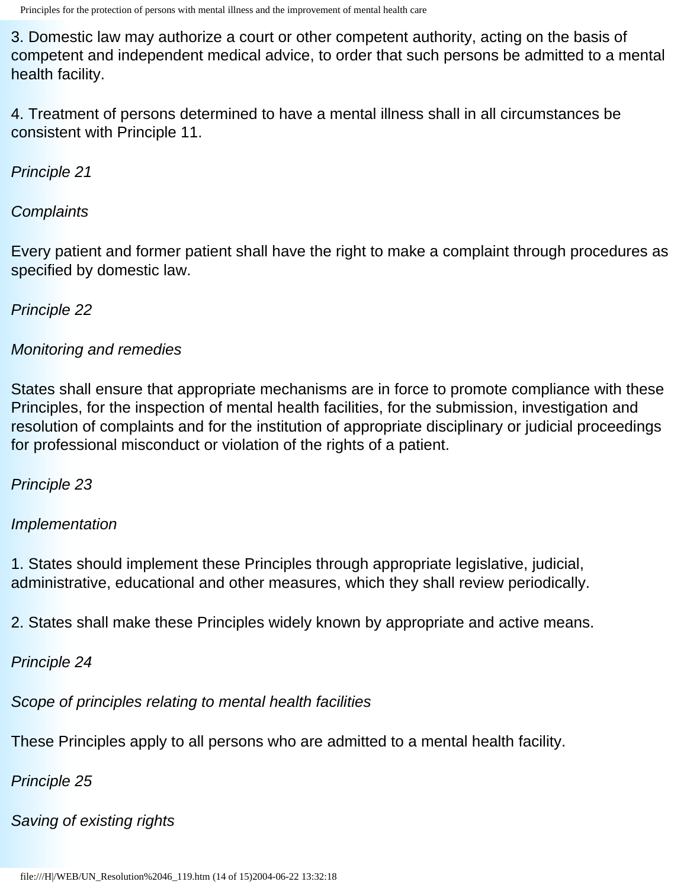3. Domestic law may authorize a court or other competent authority, acting on the basis of competent and independent medical advice, to order that such persons be admitted to a mental health facility.

4. Treatment of persons determined to have a mental illness shall in all circumstances be consistent with Principle 11.

*Principle 21*

*Complaints*

Every patient and former patient shall have the right to make a complaint through procedures as specified by domestic law.

*Principle 22*

*Monitoring and remedies*

States shall ensure that appropriate mechanisms are in force to promote compliance with these Principles, for the inspection of mental health facilities, for the submission, investigation and resolution of complaints and for the institution of appropriate disciplinary or judicial proceedings for professional misconduct or violation of the rights of a patient.

*Principle 23*

*Implementation*

1. States should implement these Principles through appropriate legislative, judicial, administrative, educational and other measures, which they shall review periodically.

2. States shall make these Principles widely known by appropriate and active means.

*Principle 24*

*Scope of principles relating to mental health facilities*

These Principles apply to all persons who are admitted to a mental health facility.

*Principle 25*

*Saving of existing rights*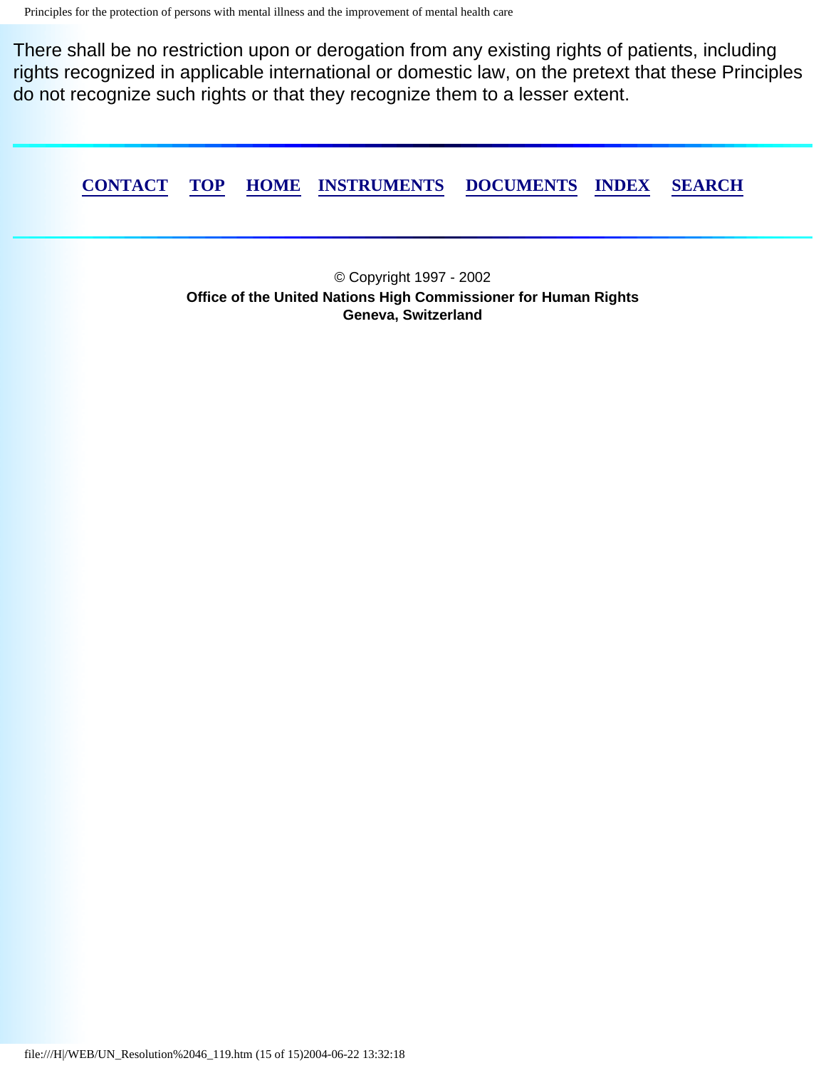There shall be no restriction upon or derogation from any existing rights of patients, including rights recognized in applicable international or domestic law, on the pretext that these Principles do not recognize such rights or that they recognize them to a lesser extent.

---

**CONTACT** **TOP** **HOME** **INSTRUMENTS** **DOCUMENTS** **INDEX** **SEARCH**

---

© Copyright 1997 - 2002

**Office of the United Nations High Commissioner for Human Rights**
**Geneva, Switzerland**